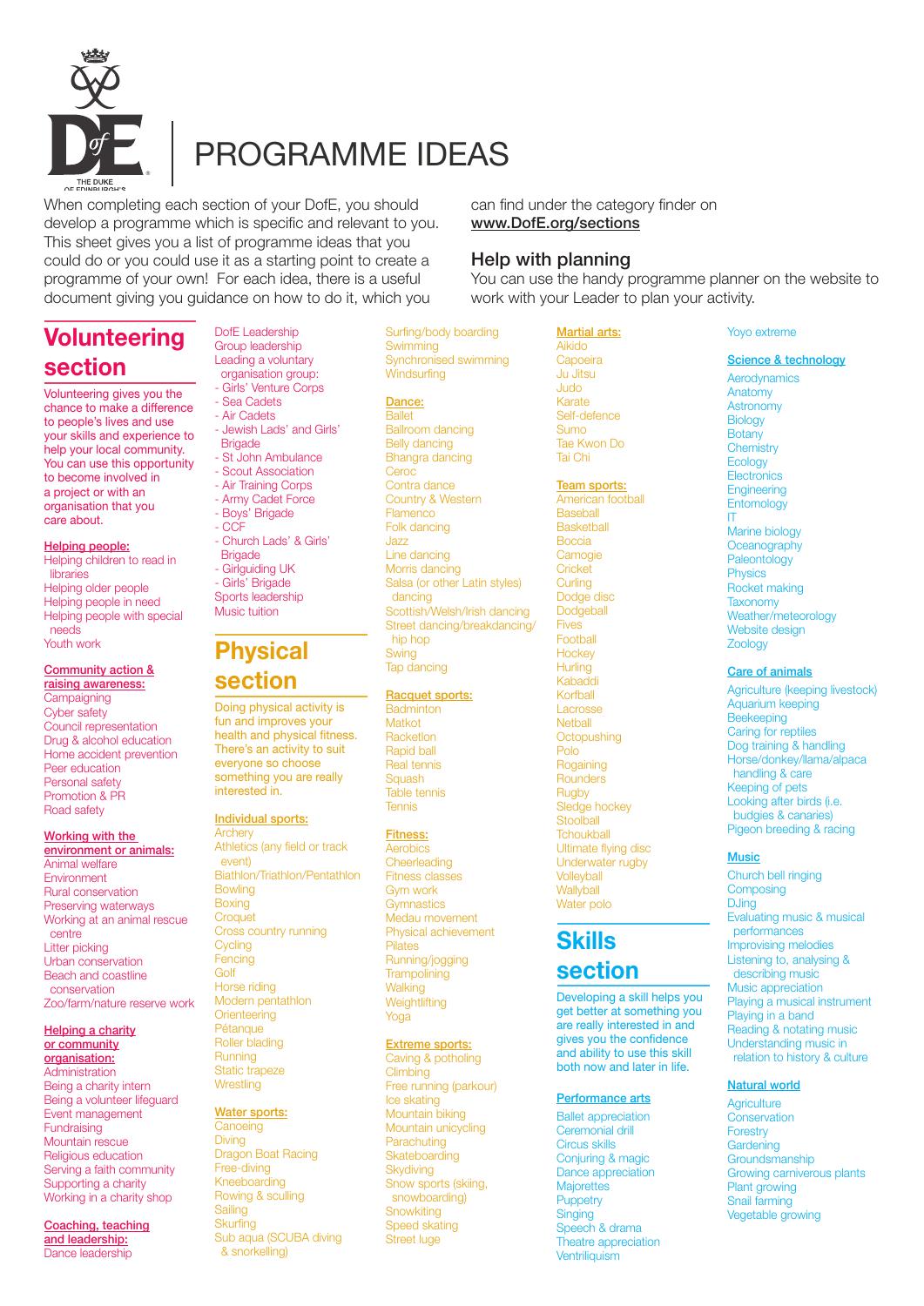# PROGRAMME IDEAS

When completing each section of your DofE, you should develop a programme which is specific and relevant to you. This sheet gives you a list of programme ideas that you could do or you could use it as a starting point to create a programme of your own! For each idea, there is a useful document giving you guidance on how to do it, which you can find under the category finder on **www.DofE.org/sections**

## Help with planning

You can use the handy programme planner on the website to work with your Leader to plan your activity.

## Volunteering section

Volunteering gives you the chance to make a difference to people's lives and use your skills and experience to help your local community. You can use this opportunity to become involved in a project or with an organisation that you care about.

### Helping people:

- Helping children to read in libraries
- Helping older people
- Helping people in need
- Helping people with special needs
- Youth work

### Community action & raising awareness:

- Campaigning
- Cyber safety
- Council representation
- Drug & alcohol education
- Home accident prevention
- Peer education
- Personal safety
- Promotion & PR
- Road safety

### Working with the environment or animals:

- Animal welfare
- Environment
- Rural conservation
- Preserving waterways
- Working at an animal rescue centre
- Litter picking
- Urban conservation
- Beach and coastline conservation
- Zoo/farm/nature reserve work

### Helping a charity or community organisation:

- Administration
- Being a charity intern
- Being a volunteer lifeguard
- Event management
- Fundraising
- Mountain rescue
- Religious education
- Serving a faith community
- Supporting a charity
- Working in a charity shop

### Coaching, teaching and leadership:

- Dance leadership
- DofE Leadership
- Group leadership
- Leading a voluntary organisation group:
  - Girls' Venture Corps
  - Sea Cadets
  - Air Cadets
  - Jewish Lads' and Girls' Brigade
  - St John Ambulance
  - Scout Association
  - Air Training Corps
  - Army Cadet Force
  - Boys' Brigade
  - CCF
  - Church Lads' & Girls' Brigade
  - Girlguiding UK
  - Girls' Brigade
- Sports leadership
- Music tuition

## Physical section

Doing physical activity is fun and improves your health and physical fitness. There's an activity to suit everyone so choose something you are really interested in.

### Individual sports:

- Archery
- Athletics (any field or track event)
- Biathlon/Triathlon/Pentathlon
- Bowling
- Boxing
- Croquet
- Cross country running
- Cycling
- Fencing
- Golf
- Horse riding
- Modern pentathlon
- Orienteering
- Pétanque
- Roller blading
- Running
- Static trapeze
- Wrestling

### Water sports:

- Canoeing
- Diving
- Dragon Boat Racing
- Free-diving
- Kneeboarding
- Rowing & sculling
- Sailing
- Skurfing
- Sub aqua (SCUBA diving & snorkelling)
- Surfing/body boarding
- Swimming
- Synchronised swimming
- Windsurfing

### Dance:

- Ballet
- Ballroom dancing
- Belly dancing
- Bhangra dancing
- Ceroc
- Contra dance
- Country & Western
- Flamenco
- Folk dancing
- Jazz
- Line dancing
- Morris dancing
- Salsa (or other Latin styles) dancing
- Scottish/Welsh/Irish dancing
- Street dancing/breakdancing/hip hop
- Swing
- Tap dancing

### Racquet sports:

- Badminton
- Matkot
- Racketlon
- Rapid ball
- Real tennis
- Squash
- Table tennis
- Tennis

### Fitness:

- Aerobics
- Cheerleading
- Fitness classes
- Gym work
- Gymnastics
- Medau movement
- Physical achievement
- Pilates
- Running/jogging
- Trampolining
- Walking
- Weightlifting
- Yoga

### Extreme sports:

- Caving & potholing
- Climbing
- Free running (parkour)
- Ice skating
- Mountain biking
- Mountain unicycling
- Parachuting
- Skateboarding
- Skydiving
- Snow sports (skiing, snowboarding)
- Snowkiting
- Speed skating
- Street luge

### Martial arts:

- Aikido
- Capoeira
- Ju Jitsu
- Judo
- Karate
- Self-defence
- Sumo
- Tae Kwon Do
- Tai Chi

### Team sports:

- American football
- Baseball
- Basketball
- Boccia
- Camogie
- Cricket
- Curling
- Dodge disc
- Dodgeball
- Fives
- Football
- Hockey
- Hurling
- Kabaddi
- Korfball
- Lacrosse
- Netball
- Octopushing
- Polo
- Rogaining
- Rounders
- Rugby
- Sledge hockey
- Stoolball
- Tchoukball
- Ultimate flying disc
- Underwater rugby
- Volleyball
- Wallyball
- Water polo

## Skills section

Developing a skill helps you get better at something you are really interested in and gives you the confidence and ability to use this skill both now and later in life.

### Performance arts

- Ballet appreciation
- Ceremonial drill
- Circus skills
- Conjuring & magic
- Dance appreciation
- Majorettes
- Puppetry
- Singing
- Speech & drama
- Theatre appreciation
- Ventriliquism
- Yoyo extreme

### Science & technology

- Aerodynamics
- Anatomy
- Astronomy
- Biology
- Botany
- Chemistry
- Ecology
- Electronics
- Engineering
- Entomology
- IT
- Marine biology
- Oceanography
- Paleontology
- Physics
- Rocket making
- Taxonomy
- Weather/meteorology
- Website design
- Zoology

### Care of animals

- Agriculture (keeping livestock)
- Aquarium keeping
- Beekeeping
- Caring for reptiles
- Dog training & handling
- Horse/donkey/llama/alpaca handling & care
- Keeping of pets
- Looking after birds (i.e. budgies & canaries)
- Pigeon breeding & racing

### Music

- Church bell ringing
- Composing
- DJing
- Evaluating music & musical performances
- Improvising melodies
- Listening to, analysing & describing music
- Music appreciation
- Playing a musical instrument
- Playing in a band
- Reading & notating music
- Understanding music in relation to history & culture

### Natural world

- Agriculture
- Conservation
- Forestry
- Gardening
- Groundsmanship
- Growing carnivorous plants
- Plant growing
- Snail farming
- Vegetable growing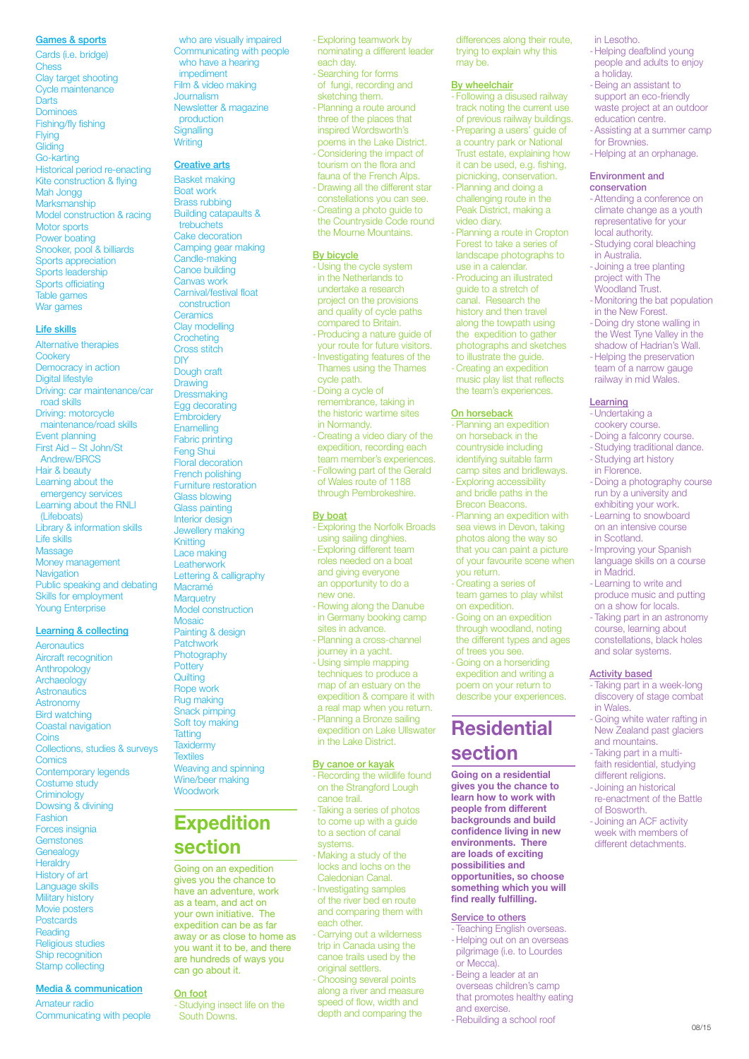## Games & sports

Cards (i.e. bridge)
Chess
Clay target shooting
Cycle maintenance
Darts
Dominoes
Fishing/fly fishing
Flying
Gliding
Go-karting
Historical period re-enacting
Kite construction & flying
Mah Jongg
Marksmanship
Model construction & racing
Motor sports
Power boating
Snooker, pool & billiards
Sports appreciation
Sports leadership
Sports officiating
Table games
War games

## Life skills

Alternative therapies
Cookery
Democracy in action
Digital lifestyle
Driving: car maintenance/car road skills
Driving: motorcycle maintenance/road skills
Event planning
First Aid – St John/St Andrew/BRCS
Hair & beauty
Learning about the emergency services
Learning about the RNLI (Lifeboats)
Library & information skills
Life skills
Massage
Money management
Navigation
Public speaking and debating
Skills for employment
Young Enterprise

## Learning & collecting

Aeronautics
Aircraft recognition
Anthropology
Archaeology
Astronautics
Astronomy
Bird watching
Coastal navigation
Coins
Collections, studies & surveys
Comics
Contemporary legends
Costume study
Criminology
Dowsing & divining
Fashion
Forces insignia
Gemstones
Genealogy
Heraldry
History of art
Language skills
Military history
Movie posters
Postcards
Reading
Religious studies
Ship recognition
Stamp collecting

## Media & communication

Amateur radio
Communicating with people who are visually impaired
Communicating with people who have a hearing impediment
Film & video making
Journalism
Newsletter & magazine production
Signalling
Writing

## Creative arts

Basket making
Boat work
Brass rubbing
Building catapaults & trebuchets
Cake decoration
Camping gear making
Candle-making
Canoe building
Canvas work
Carnival/festival float construction
Ceramics
Clay modelling
Crocheting
Cross stitch
DIY
Dough craft
Drawing
Dressmaking
Egg decorating
Embroidery
Enamelling
Fabric printing
Feng Shui
Floral decoration
French polishing
Furniture restoration
Glass blowing
Glass painting
Interior design
Jewellery making
Knitting
Lace making
Leatherwork
Lettering & calligraphy
Macramé
Marquetry
Model construction
Mosaic
Painting & design
Patchwork
Photography
Pottery
Quilting
Rope work
Rug making
Snack pimping
Soft toy making
Tatting
Taxidermy
Textiles
Weaving and spinning
Wine/beer making
Woodwork

# Expedition section

Going on an expedition gives you the chance to have an adventure, work as a team, and act on your own initiative. The expedition can be as far away or as close to home as you want it to be, and there are hundreds of ways you can go about it.

## On foot

- Studying insect life on the South Downs.
- Exploring teamwork by nominating a different leader each day.
- Searching for forms of fungi, recording and sketching them.
- Planning a route around three of the places that inspired Wordsworth's poems in the Lake District.
- Considering the impact of tourism on the flora and fauna of the French Alps.
- Drawing all the different star constellations you can see.
- Creating a photo guide to the Countryside Code round the Mourne Mountains.

## By bicycle

- Using the cycle system in the Netherlands to undertake a research project on the provisions and quality of cycle paths compared to Britain.
- Producing a nature guide of your route for future visitors.
- Investigating features of the Thames using the Thames cycle path.
- Doing a cycle of remembrance, taking in the historic wartime sites in Normandy.
- Creating a video diary of the expedition, recording each team member's experiences.
- Following part of the Gerald of Wales route of 1188 through Pembrokeshire.

## By boat

- Exploring the Norfolk Broads using sailing dinghies.
- Exploring different team roles needed on a boat and giving everyone an opportunity to do a new one.
- Rowing along the Danube in Germany booking camp sites in advance.
- Planning a cross-channel journey in a yacht.
- Using simple mapping techniques to produce a map of an estuary on the expedition & compare it with a real map when you return.
- Planning a Bronze sailing expedition on Lake Ullswater in the Lake District.

## By canoe or kayak

- Recording the wildlife found on the Strangford Lough canoe trail.
- Taking a series of photos to come up with a guide to a section of canal systems.
- Making a study of the locks and lochs on the Caledonian Canal.
- Investigating samples of the river bed en route and comparing them with each other.
- Carrying out a wilderness trip in Canada using the canoe trails used by the original settlers.
- Choosing several points along a river and measure speed of flow, width and depth and comparing the differences along their route, trying to explain why this may be.

## By wheelchair

- Following a disused railway track noting the current use of previous railway buildings.
- Preparing a users' guide of a country park or National Trust estate, explaining how it can be used, e.g. fishing, picnicking, conservation.
- Planning and doing a challenging route in the Peak District, making a video diary.
- Planning a route in Cropton Forest to take a series of landscape photographs to use in a calendar.
- Producing an illustrated guide to a stretch of canal. Research the history and then travel along the towpath using the expedition to gather photographs and sketches to illustrate the guide.
- Creating an expedition music play list that reflects the team's experiences.

## On horseback

- Planning an expedition on horseback in the countryside including identifying suitable farm camp sites and bridleways.
- Exploring accessibility and bridle paths in the Brecon Beacons.
- Planning an expedition with sea views in Devon, taking photos along the way so that you can paint a picture of your favourite scene when you return.
- Creating a series of team games to play whilst on expedition.
- Going on an expedition through woodland, noting the different types and ages of trees you see.
- Going on a horseriding expedition and writing a poem on your return to describe your experiences.

# Residential section

**Going on a residential gives you the chance to learn how to work with people from different backgrounds and build confidence living in new environments. There are loads of exciting possibilities and opportunities, so choose something which you will find really fulfilling.**

## Service to others

- Teaching English overseas.
- Helping out on an overseas pilgrimage (i.e. to Lourdes or Mecca).
- Being a leader at an overseas children's camp that promotes healthy eating and exercise.
- Rebuilding a school roof in Lesotho.
- Helping deafblind young people and adults to enjoy a holiday.
- Being an assistant to support an eco-friendly waste project at an outdoor education centre.
- Assisting at a summer camp for Brownies.
- Helping at an orphanage.

## Environment and conservation

- Attending a conference on climate change as a youth representative for your local authority.
- Studying coral bleaching in Australia.
- Joining a tree planting project with The Woodland Trust.
- Monitoring the bat population in the New Forest.
- Doing dry stone walling in the West Tyne Valley in the shadow of Hadrian's Wall.
- Helping the preservation team of a narrow gauge railway in mid Wales.

## Learning

- Undertaking a cookery course.
- Doing a falconry course.
- Studying traditional dance.
- Studying art history in Florence.
- Doing a photography course run by a university and exhibiting your work.
- Learning to snowboard on an intensive course in Scotland.
- Improving your Spanish language skills on a course in Madrid.
- Learning to write and produce music and putting on a show for locals.
- Taking part in an astronomy course, learning about constellations, black holes and solar systems.

## Activity based

- Taking part in a week-long discovery of stage combat in Wales.
- Going white water rafting in New Zealand past glaciers and mountains.
- Taking part in a multi-faith residential, studying different religions.
- Joining an historical re-enactment of the Battle of Bosworth.
- Joining an ACF activity week with members of different detachments.

08/15